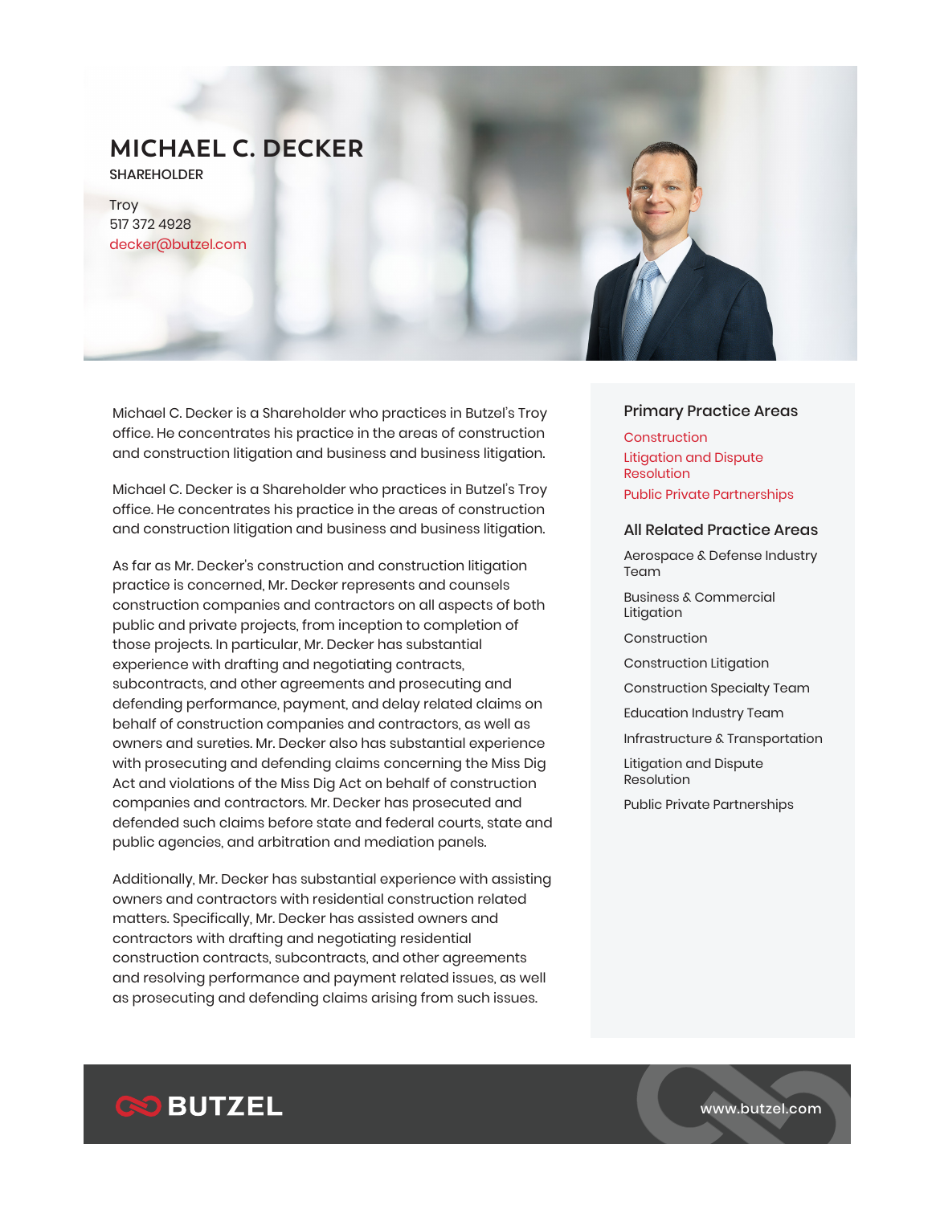# MICHAEL C. DECKER

SHAREHOLDER

Troy
517 372 4928
decker@butzel.com

Michael C. Decker is a Shareholder who practices in Butzel's Troy office. He concentrates his practice in the areas of construction and construction litigation and business and business litigation.

Michael C. Decker is a Shareholder who practices in Butzel's Troy office. He concentrates his practice in the areas of construction and construction litigation and business and business litigation.

As far as Mr. Decker's construction and construction litigation practice is concerned, Mr. Decker represents and counsels construction companies and contractors on all aspects of both public and private projects, from inception to completion of those projects. In particular, Mr. Decker has substantial experience with drafting and negotiating contracts, subcontracts, and other agreements and prosecuting and defending performance, payment, and delay related claims on behalf of construction companies and contractors, as well as owners and sureties. Mr. Decker also has substantial experience with prosecuting and defending claims concerning the Miss Dig Act and violations of the Miss Dig Act on behalf of construction companies and contractors. Mr. Decker has prosecuted and defended such claims before state and federal courts, state and public agencies, and arbitration and mediation panels.

Additionally, Mr. Decker has substantial experience with assisting owners and contractors with residential construction related matters. Specifically, Mr. Decker has assisted owners and contractors with drafting and negotiating residential construction contracts, subcontracts, and other agreements and resolving performance and payment related issues, as well as prosecuting and defending claims arising from such issues.

## Primary Practice Areas

- Construction
- Litigation and Dispute Resolution
- Public Private Partnerships

## All Related Practice Areas

- Aerospace & Defense Industry Team
- Business & Commercial Litigation
- Construction
- Construction Litigation
- Construction Specialty Team
- Education Industry Team
- Infrastructure & Transportation
- Litigation and Dispute Resolution
- Public Private Partnerships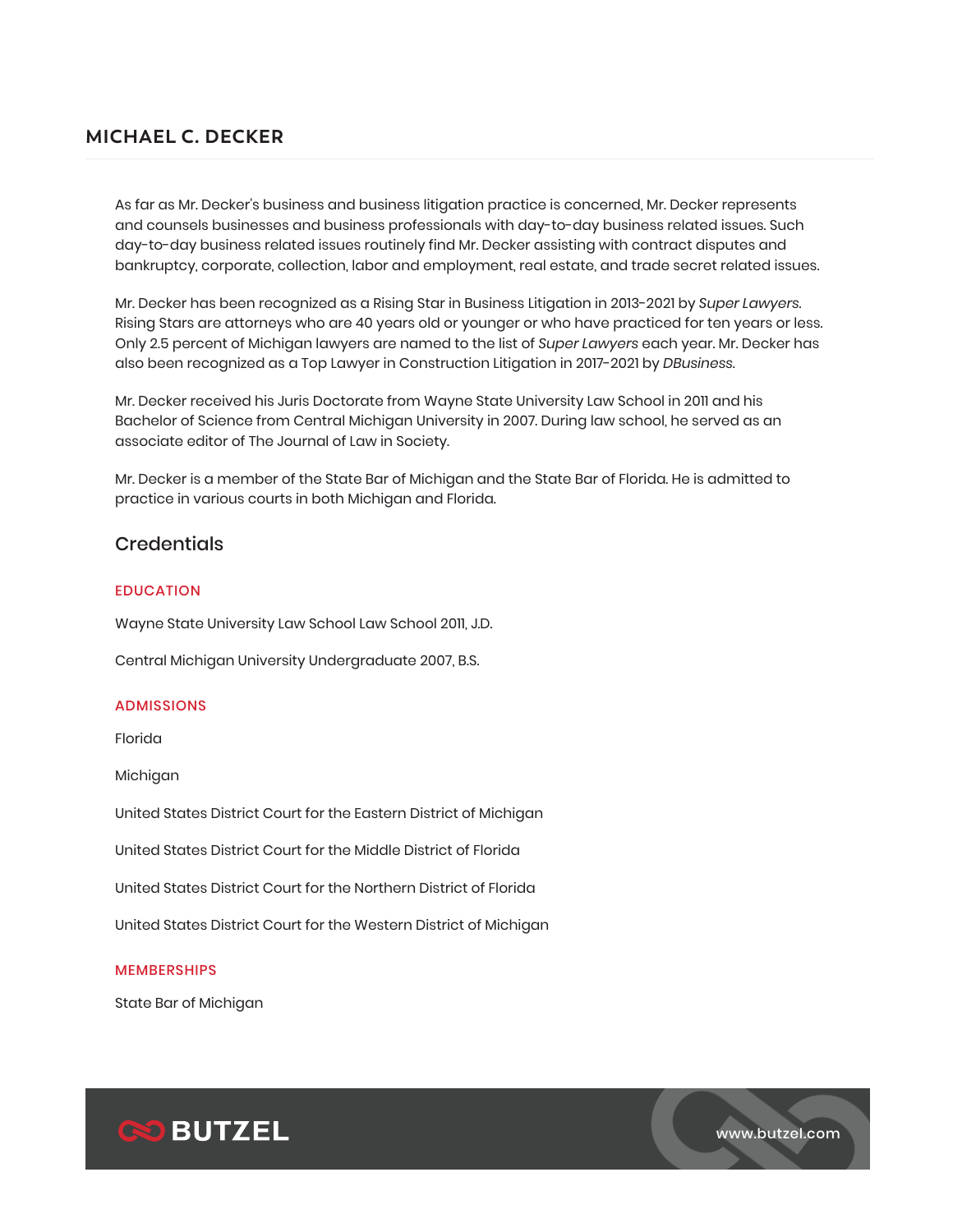## MICHAEL C. DECKER

As far as Mr. Decker's business and business litigation practice is concerned, Mr. Decker represents and counsels businesses and business professionals with day-to-day business related issues. Such day-to-day business related issues routinely find Mr. Decker assisting with contract disputes and bankruptcy, corporate, collection, labor and employment, real estate, and trade secret related issues.

Mr. Decker has been recognized as a Rising Star in Business Litigation in 2013-2021 by *Super Lawyers*. Rising Stars are attorneys who are 40 years old or younger or who have practiced for ten years or less. Only 2.5 percent of Michigan lawyers are named to the list of *Super Lawyers* each year. Mr. Decker has also been recognized as a Top Lawyer in Construction Litigation in 2017-2021 by *DBusiness*.

Mr. Decker received his Juris Doctorate from Wayne State University Law School in 2011 and his Bachelor of Science from Central Michigan University in 2007. During law school, he served as an associate editor of The Journal of Law in Society.

Mr. Decker is a member of the State Bar of Michigan and the State Bar of Florida. He is admitted to practice in various courts in both Michigan and Florida.

### Credentials

#### EDUCATION

Wayne State University Law School Law School 2011, J.D.

Central Michigan University Undergraduate 2007, B.S.

#### ADMISSIONS

Florida

Michigan

United States District Court for the Eastern District of Michigan

United States District Court for the Middle District of Florida

United States District Court for the Northern District of Florida

United States District Court for the Western District of Michigan

#### MEMBERSHIPS

State Bar of Michigan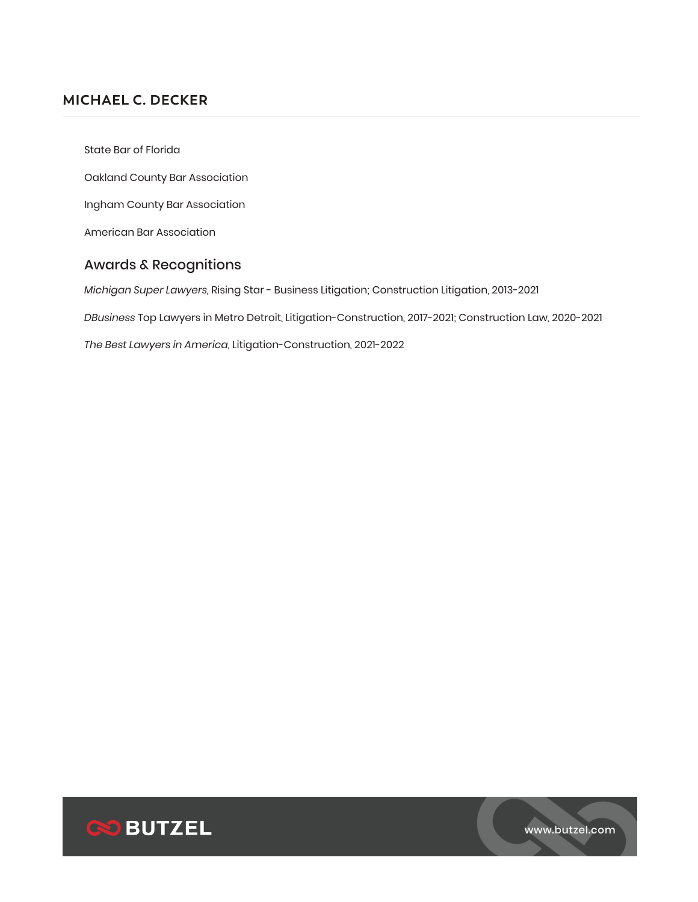State Bar of Florida

Oakland County Bar Association

Ingham County Bar Association

American Bar Association

## Awards & Recognitions

*Michigan Super Lawyers,* Rising Star - Business Litigation; Construction Litigation, 2013-2021

*DBusiness* Top Lawyers in Metro Detroit, Litigation-Construction, 2017-2021; Construction Law, 2020-2021

*The Best Lawyers in America,* Litigation-Construction, 2021-2022